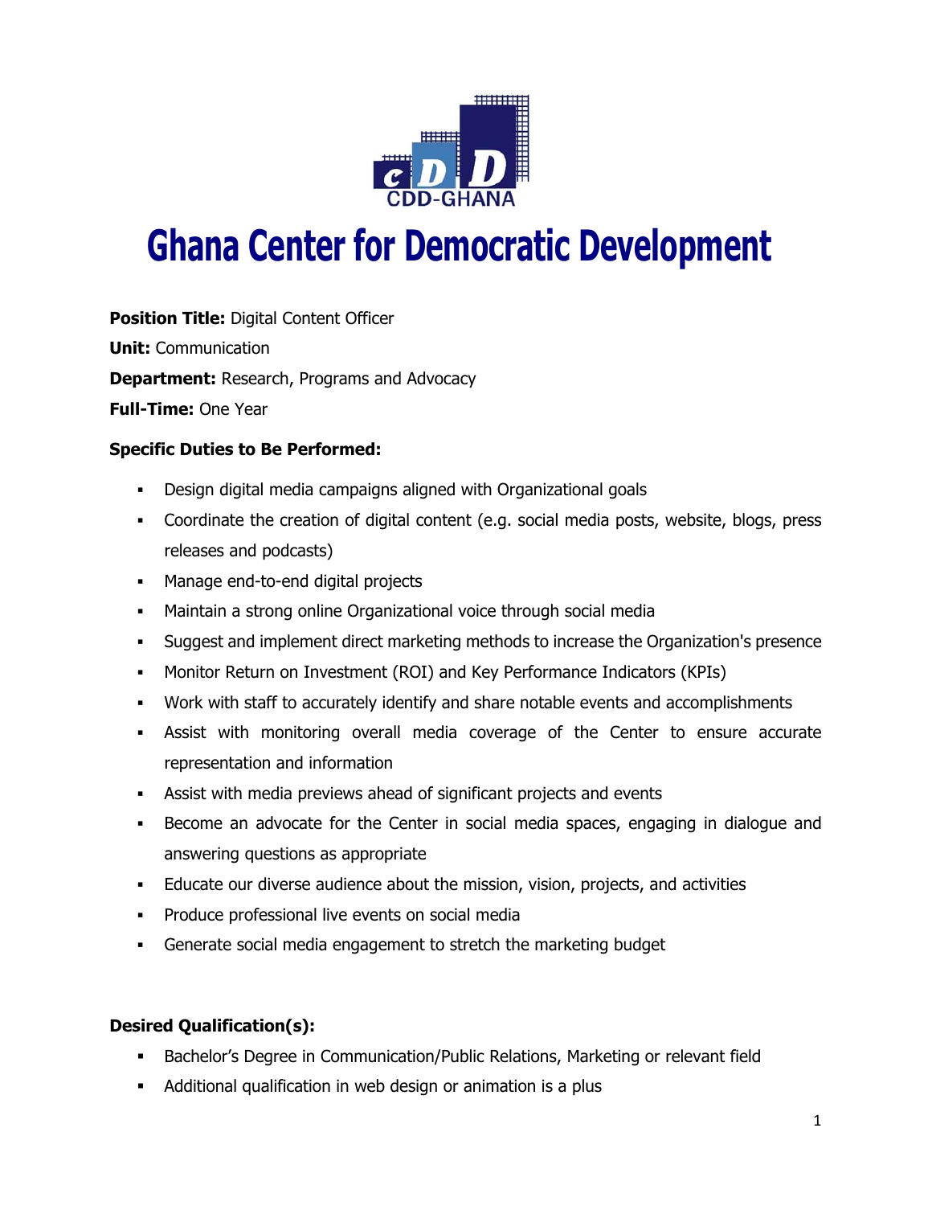CDD-GHANA

# Ghana Center for Democratic Development

**Position Title:** Digital Content Officer

**Unit:** Communication

**Department:** Research, Programs and Advocacy

**Full-Time:** One Year

**Specific Duties to Be Performed:**

- Design digital media campaigns aligned with Organizational goals
- Coordinate the creation of digital content (e.g. social media posts, website, blogs, press releases and podcasts)
- Manage end-to-end digital projects
- Maintain a strong online Organizational voice through social media
- Suggest and implement direct marketing methods to increase the Organization's presence
- Monitor Return on Investment (ROI) and Key Performance Indicators (KPIs)
- Work with staff to accurately identify and share notable events and accomplishments
- Assist with monitoring overall media coverage of the Center to ensure accurate representation and information
- Assist with media previews ahead of significant projects and events
- Become an advocate for the Center in social media spaces, engaging in dialogue and answering questions as appropriate
- Educate our diverse audience about the mission, vision, projects, and activities
- Produce professional live events on social media
- Generate social media engagement to stretch the marketing budget

**Desired Qualification(s):**

- Bachelor's Degree in Communication/Public Relations, Marketing or relevant field
- Additional qualification in web design or animation is a plus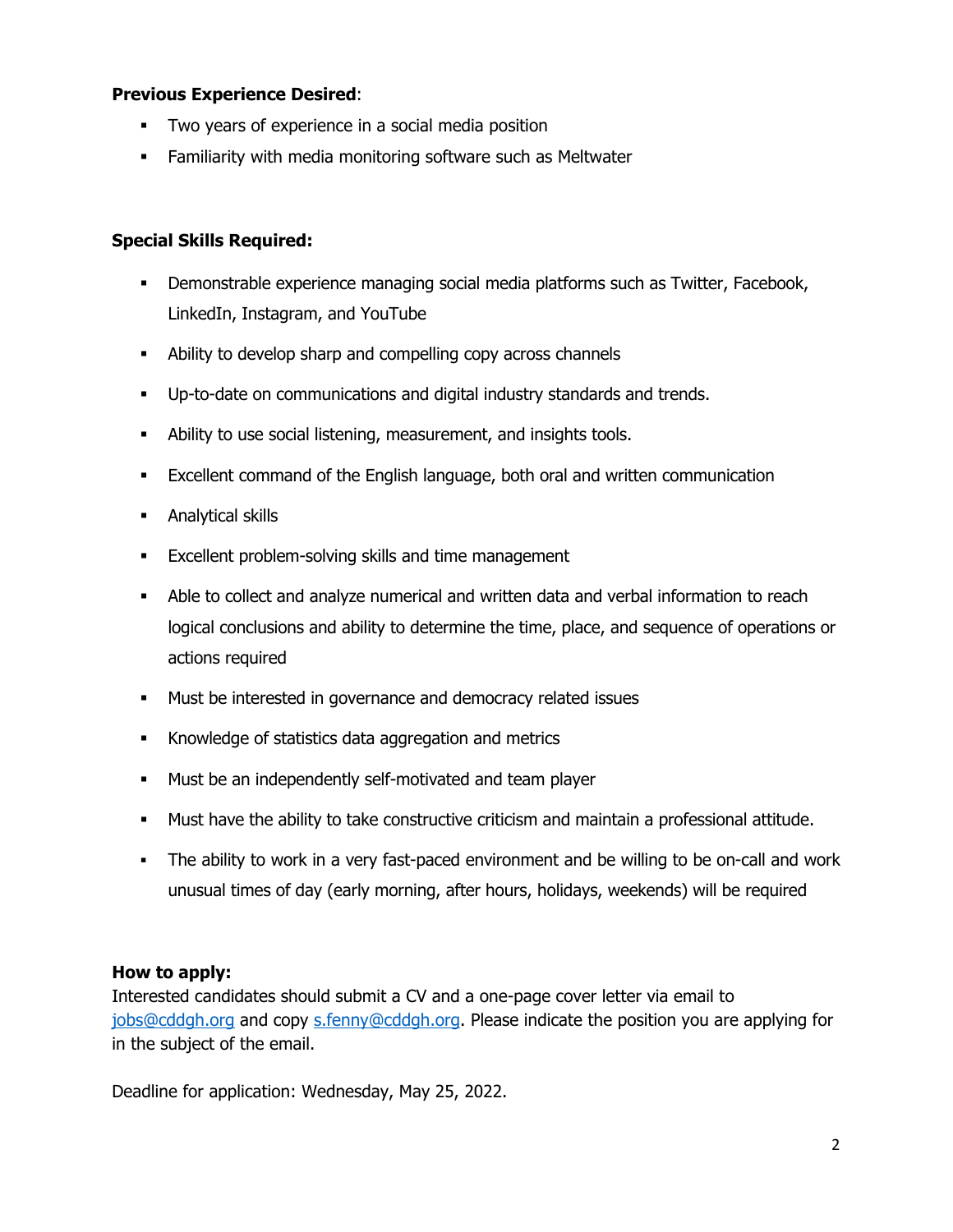**Previous Experience Desired**:

- Two years of experience in a social media position
- Familiarity with media monitoring software such as Meltwater

**Special Skills Required:**

- Demonstrable experience managing social media platforms such as Twitter, Facebook, LinkedIn, Instagram, and YouTube
- Ability to develop sharp and compelling copy across channels
- Up-to-date on communications and digital industry standards and trends.
- Ability to use social listening, measurement, and insights tools.
- Excellent command of the English language, both oral and written communication
- Analytical skills
- Excellent problem-solving skills and time management
- Able to collect and analyze numerical and written data and verbal information to reach logical conclusions and ability to determine the time, place, and sequence of operations or actions required
- Must be interested in governance and democracy related issues
- Knowledge of statistics data aggregation and metrics
- Must be an independently self-motivated and team player
- Must have the ability to take constructive criticism and maintain a professional attitude.
- The ability to work in a very fast-paced environment and be willing to be on-call and work unusual times of day (early morning, after hours, holidays, weekends) will be required

**How to apply:**

Interested candidates should submit a CV and a one-page cover letter via email to jobs@cddgh.org and copy s.fenny@cddgh.org. Please indicate the position you are applying for in the subject of the email.

Deadline for application: Wednesday, May 25, 2022.